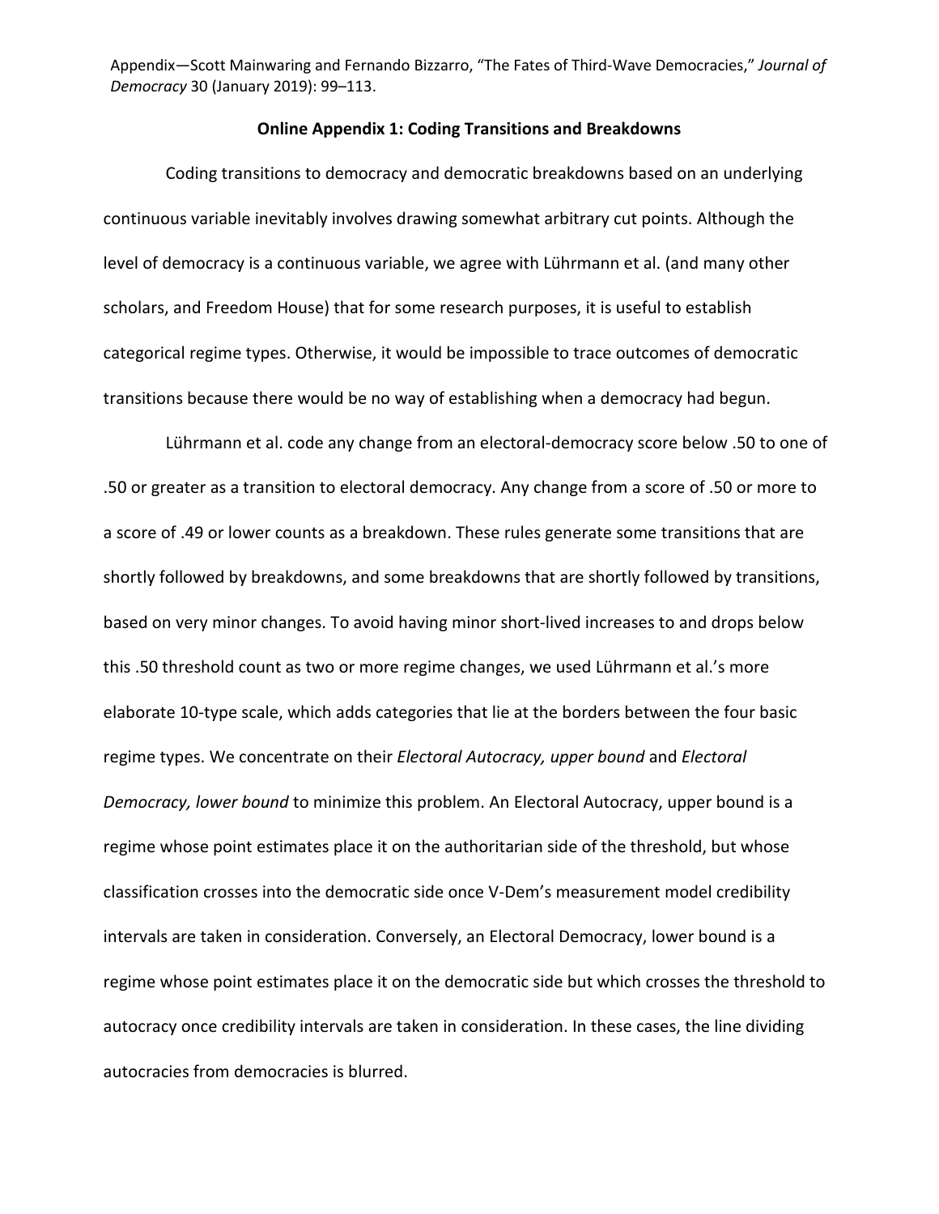Appendix—Scott Mainwaring and Fernando Bizzarro, "The Fates of Third-Wave Democracies," *Journal of Democracy* 30 (January 2019): 99–113.

## Online Appendix 1: Coding Transitions and Breakdowns

Coding transitions to democracy and democratic breakdowns based on an underlying continuous variable inevitably involves drawing somewhat arbitrary cut points. Although the level of democracy is a continuous variable, we agree with Lührmann et al. (and many other scholars, and Freedom House) that for some research purposes, it is useful to establish categorical regime types. Otherwise, it would be impossible to trace outcomes of democratic transitions because there would be no way of establishing when a democracy had begun.

Lührmann et al. code any change from an electoral-democracy score below .50 to one of .50 or greater as a transition to electoral democracy. Any change from a score of .50 or more to a score of .49 or lower counts as a breakdown. These rules generate some transitions that are shortly followed by breakdowns, and some breakdowns that are shortly followed by transitions, based on very minor changes. To avoid having minor short-lived increases to and drops below this .50 threshold count as two or more regime changes, we used Lührmann et al.'s more elaborate 10-type scale, which adds categories that lie at the borders between the four basic regime types. We concentrate on their *Electoral Autocracy, upper bound* and *Electoral Democracy, lower bound* to minimize this problem. An Electoral Autocracy, upper bound is a regime whose point estimates place it on the authoritarian side of the threshold, but whose classification crosses into the democratic side once V-Dem's measurement model credibility intervals are taken in consideration. Conversely, an Electoral Democracy, lower bound is a regime whose point estimates place it on the democratic side but which crosses the threshold to autocracy once credibility intervals are taken in consideration. In these cases, the line dividing autocracies from democracies is blurred.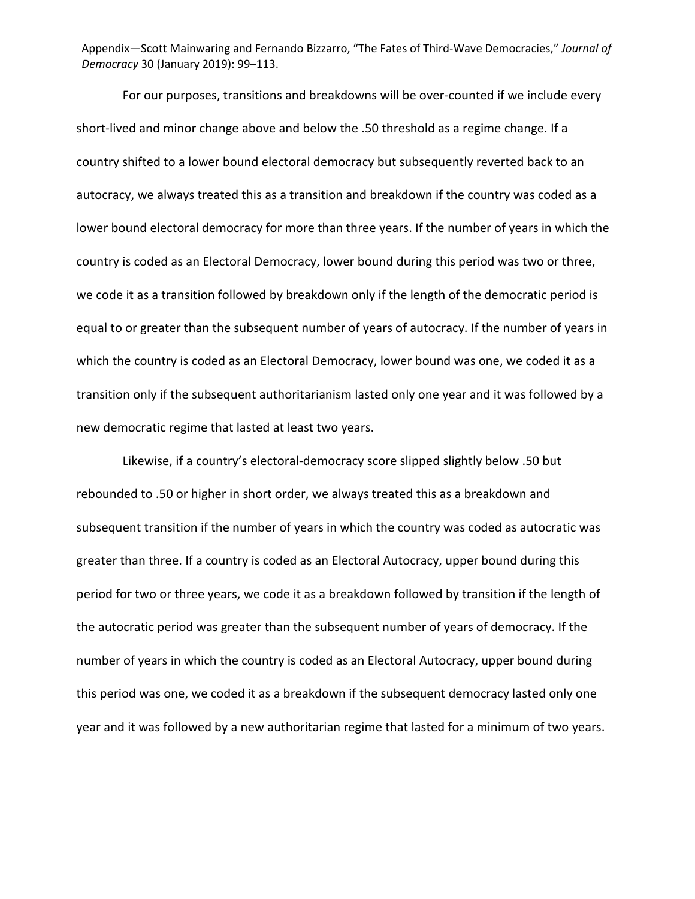For our purposes, transitions and breakdowns will be over-counted if we include every short-lived and minor change above and below the .50 threshold as a regime change. If a country shifted to a lower bound electoral democracy but subsequently reverted back to an autocracy, we always treated this as a transition and breakdown if the country was coded as a lower bound electoral democracy for more than three years. If the number of years in which the country is coded as an Electoral Democracy, lower bound during this period was two or three, we code it as a transition followed by breakdown only if the length of the democratic period is equal to or greater than the subsequent number of years of autocracy. If the number of years in which the country is coded as an Electoral Democracy, lower bound was one, we coded it as a transition only if the subsequent authoritarianism lasted only one year and it was followed by a new democratic regime that lasted at least two years.

Likewise, if a country's electoral-democracy score slipped slightly below .50 but rebounded to .50 or higher in short order, we always treated this as a breakdown and subsequent transition if the number of years in which the country was coded as autocratic was greater than three. If a country is coded as an Electoral Autocracy, upper bound during this period for two or three years, we code it as a breakdown followed by transition if the length of the autocratic period was greater than the subsequent number of years of democracy. If the number of years in which the country is coded as an Electoral Autocracy, upper bound during this period was one, we coded it as a breakdown if the subsequent democracy lasted only one year and it was followed by a new authoritarian regime that lasted for a minimum of two years.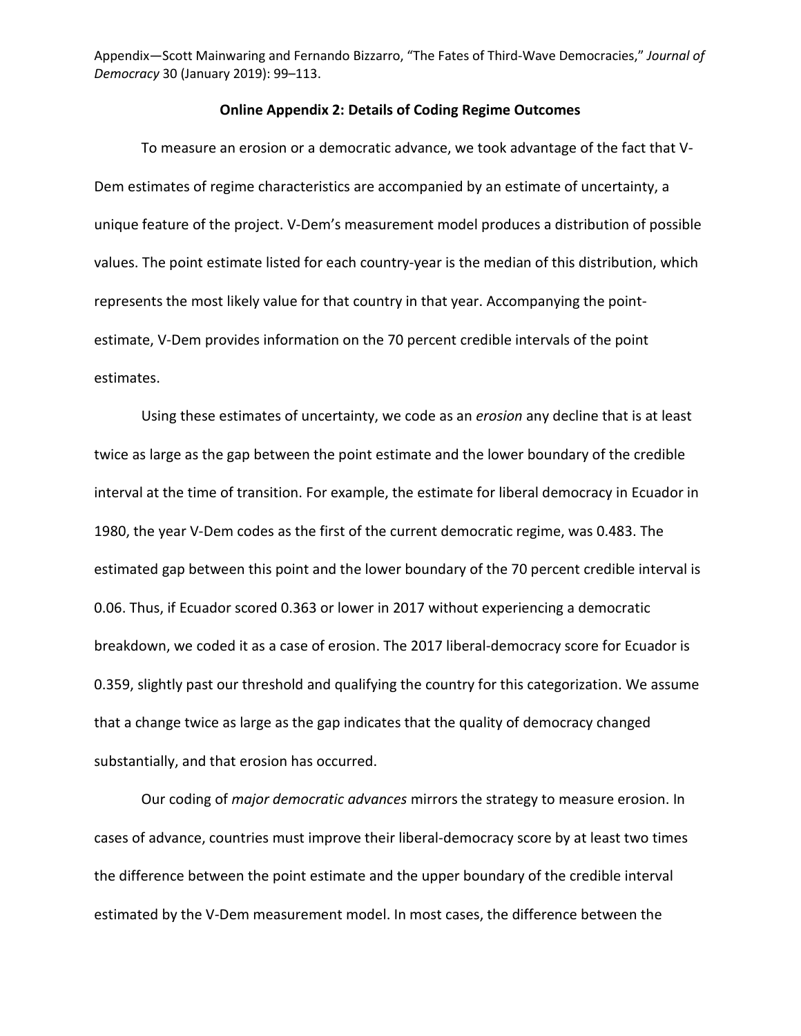## Online Appendix 2: Details of Coding Regime Outcomes

To measure an erosion or a democratic advance, we took advantage of the fact that V-Dem estimates of regime characteristics are accompanied by an estimate of uncertainty, a unique feature of the project. V-Dem's measurement model produces a distribution of possible values. The point estimate listed for each country-year is the median of this distribution, which represents the most likely value for that country in that year. Accompanying the point-estimate, V-Dem provides information on the 70 percent credible intervals of the point estimates.

Using these estimates of uncertainty, we code as an *erosion* any decline that is at least twice as large as the gap between the point estimate and the lower boundary of the credible interval at the time of transition. For example, the estimate for liberal democracy in Ecuador in 1980, the year V-Dem codes as the first of the current democratic regime, was 0.483. The estimated gap between this point and the lower boundary of the 70 percent credible interval is 0.06. Thus, if Ecuador scored 0.363 or lower in 2017 without experiencing a democratic breakdown, we coded it as a case of erosion. The 2017 liberal-democracy score for Ecuador is 0.359, slightly past our threshold and qualifying the country for this categorization. We assume that a change twice as large as the gap indicates that the quality of democracy changed substantially, and that erosion has occurred.

Our coding of *major democratic advances* mirrors the strategy to measure erosion. In cases of advance, countries must improve their liberal-democracy score by at least two times the difference between the point estimate and the upper boundary of the credible interval estimated by the V-Dem measurement model. In most cases, the difference between the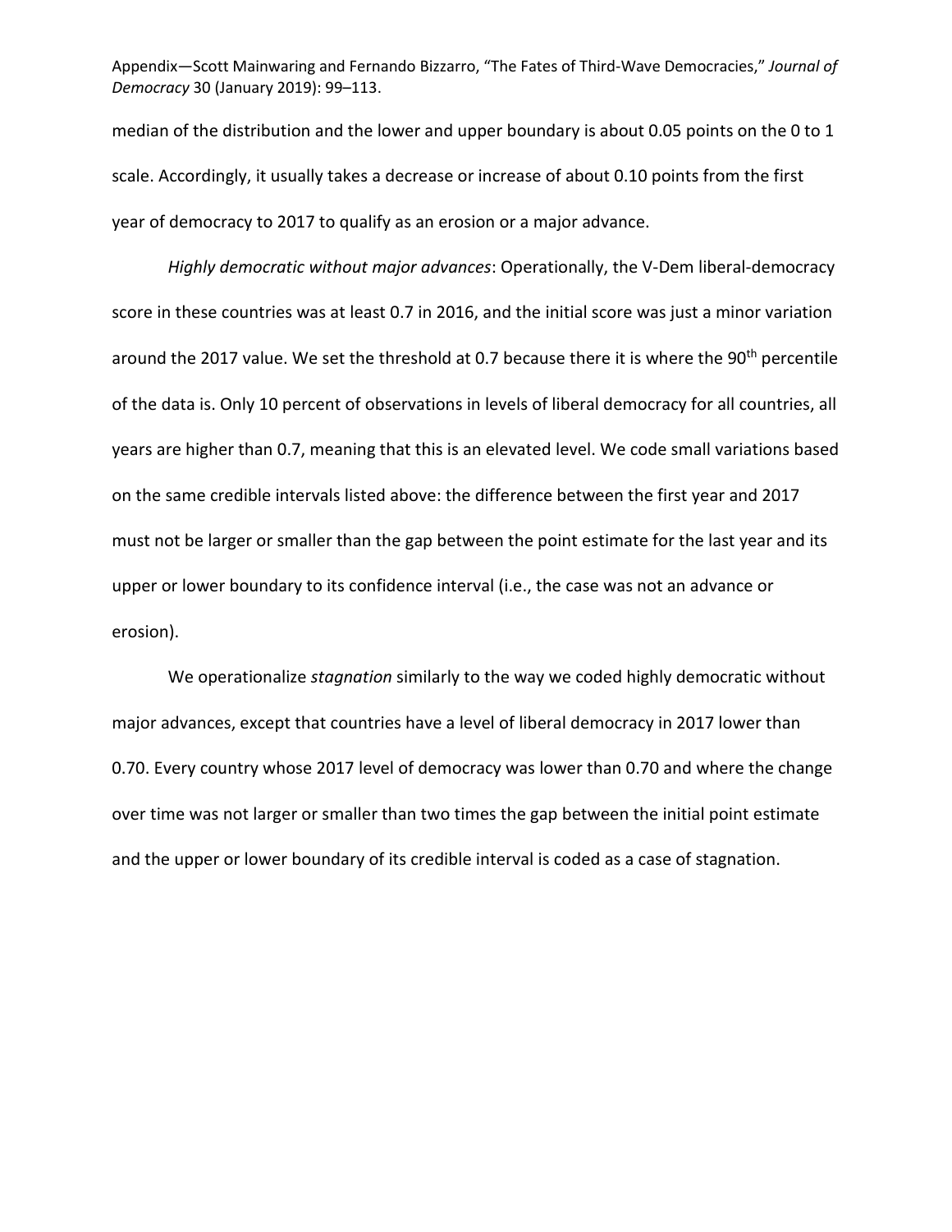median of the distribution and the lower and upper boundary is about 0.05 points on the 0 to 1 scale. Accordingly, it usually takes a decrease or increase of about 0.10 points from the first year of democracy to 2017 to qualify as an erosion or a major advance.

*Highly democratic without major advances*: Operationally, the V-Dem liberal-democracy score in these countries was at least 0.7 in 2016, and the initial score was just a minor variation around the 2017 value. We set the threshold at 0.7 because there it is where the 90th percentile of the data is. Only 10 percent of observations in levels of liberal democracy for all countries, all years are higher than 0.7, meaning that this is an elevated level. We code small variations based on the same credible intervals listed above: the difference between the first year and 2017 must not be larger or smaller than the gap between the point estimate for the last year and its upper or lower boundary to its confidence interval (i.e., the case was not an advance or erosion).

We operationalize *stagnation* similarly to the way we coded highly democratic without major advances, except that countries have a level of liberal democracy in 2017 lower than 0.70. Every country whose 2017 level of democracy was lower than 0.70 and where the change over time was not larger or smaller than two times the gap between the initial point estimate and the upper or lower boundary of its credible interval is coded as a case of stagnation.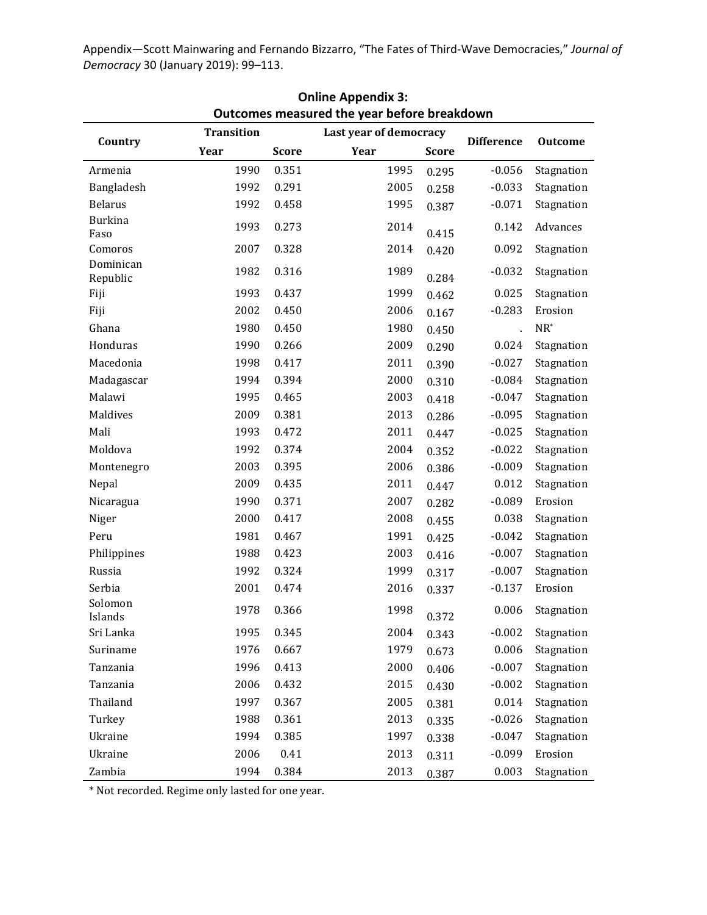Appendix—Scott Mainwaring and Fernando Bizzarro, "The Fates of Third-Wave Democracies," *Journal of Democracy* 30 (January 2019): 99–113.

**Online Appendix 3:**
**Outcomes measured the year before breakdown**

| Country | Transition | | Last year of democracy | | Difference | Outcome |
|---|---|---|---|---|---|---|
| | Year | Score | Year | Score | | |
| Armenia | 1990 | 0.351 | 1995 | 0.295 | -0.056 | Stagnation |
| Bangladesh | 1992 | 0.291 | 2005 | 0.258 | -0.033 | Stagnation |
| Belarus | 1992 | 0.458 | 1995 | 0.387 | -0.071 | Stagnation |
| Burkina Faso | 1993 | 0.273 | 2014 | 0.415 | 0.142 | Advances |
| Comoros | 2007 | 0.328 | 2014 | 0.420 | 0.092 | Stagnation |
| Dominican Republic | 1982 | 0.316 | 1989 | 0.284 | -0.032 | Stagnation |
| Fiji | 1993 | 0.437 | 1999 | 0.462 | 0.025 | Stagnation |
| Fiji | 2002 | 0.450 | 2006 | 0.167 | -0.283 | Erosion |
| Ghana | 1980 | 0.450 | 1980 | 0.450 | . | NR* |
| Honduras | 1990 | 0.266 | 2009 | 0.290 | 0.024 | Stagnation |
| Macedonia | 1998 | 0.417 | 2011 | 0.390 | -0.027 | Stagnation |
| Madagascar | 1994 | 0.394 | 2000 | 0.310 | -0.084 | Stagnation |
| Malawi | 1995 | 0.465 | 2003 | 0.418 | -0.047 | Stagnation |
| Maldives | 2009 | 0.381 | 2013 | 0.286 | -0.095 | Stagnation |
| Mali | 1993 | 0.472 | 2011 | 0.447 | -0.025 | Stagnation |
| Moldova | 1992 | 0.374 | 2004 | 0.352 | -0.022 | Stagnation |
| Montenegro | 2003 | 0.395 | 2006 | 0.386 | -0.009 | Stagnation |
| Nepal | 2009 | 0.435 | 2011 | 0.447 | 0.012 | Stagnation |
| Nicaragua | 1990 | 0.371 | 2007 | 0.282 | -0.089 | Erosion |
| Niger | 2000 | 0.417 | 2008 | 0.455 | 0.038 | Stagnation |
| Peru | 1981 | 0.467 | 1991 | 0.425 | -0.042 | Stagnation |
| Philippines | 1988 | 0.423 | 2003 | 0.416 | -0.007 | Stagnation |
| Russia | 1992 | 0.324 | 1999 | 0.317 | -0.007 | Stagnation |
| Serbia | 2001 | 0.474 | 2016 | 0.337 | -0.137 | Erosion |
| Solomon Islands | 1978 | 0.366 | 1998 | 0.372 | 0.006 | Stagnation |
| Sri Lanka | 1995 | 0.345 | 2004 | 0.343 | -0.002 | Stagnation |
| Suriname | 1976 | 0.667 | 1979 | 0.673 | 0.006 | Stagnation |
| Tanzania | 1996 | 0.413 | 2000 | 0.406 | -0.007 | Stagnation |
| Tanzania | 2006 | 0.432 | 2015 | 0.430 | -0.002 | Stagnation |
| Thailand | 1997 | 0.367 | 2005 | 0.381 | 0.014 | Stagnation |
| Turkey | 1988 | 0.361 | 2013 | 0.335 | -0.026 | Stagnation |
| Ukraine | 1994 | 0.385 | 1997 | 0.338 | -0.047 | Stagnation |
| Ukraine | 2006 | 0.41 | 2013 | 0.311 | -0.099 | Erosion |
| Zambia | 1994 | 0.384 | 2013 | 0.387 | 0.003 | Stagnation |

* Not recorded. Regime only lasted for one year.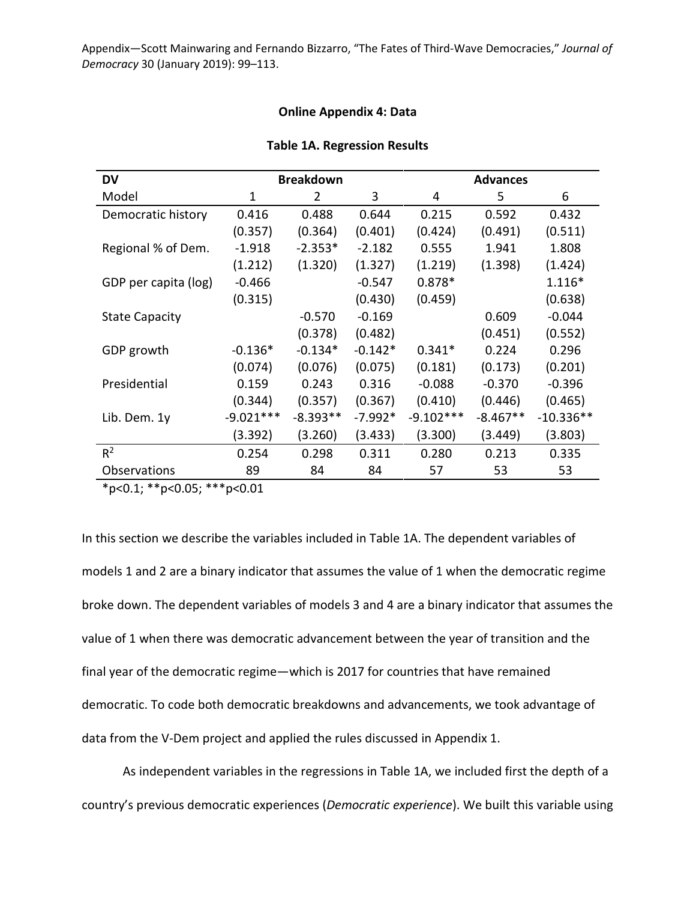## Online Appendix 4: Data

### Table 1A. Regression Results

| DV | | Breakdown | | | Advances | |
|---|---|---|---|---|---|---|
| Model | 1 | 2 | 3 | 4 | 5 | 6 |
| Democratic history | 0.416 | 0.488 | 0.644 | 0.215 | 0.592 | 0.432 |
| | (0.357) | (0.364) | (0.401) | (0.424) | (0.491) | (0.511) |
| Regional % of Dem. | -1.918 | -2.353* | -2.182 | 0.555 | 1.941 | 1.808 |
| | (1.212) | (1.320) | (1.327) | (1.219) | (1.398) | (1.424) |
| GDP per capita (log) | -0.466 | | -0.547 | 0.878* | | 1.116* |
| | (0.315) | | (0.430) | (0.459) | | (0.638) |
| State Capacity | | -0.570 | -0.169 | | 0.609 | -0.044 |
| | | (0.378) | (0.482) | | (0.451) | (0.552) |
| GDP growth | -0.136* | -0.134* | -0.142* | 0.341* | 0.224 | 0.296 |
| | (0.074) | (0.076) | (0.075) | (0.181) | (0.173) | (0.201) |
| Presidential | 0.159 | 0.243 | 0.316 | -0.088 | -0.370 | -0.396 |
| | (0.344) | (0.357) | (0.367) | (0.410) | (0.446) | (0.465) |
| Lib. Dem. 1y | -9.021*** | -8.393** | -7.992* | -9.102*** | -8.467** | -10.336** |
| | (3.392) | (3.260) | (3.433) | (3.300) | (3.449) | (3.803) |
| $R^2$ | 0.254 | 0.298 | 0.311 | 0.280 | 0.213 | 0.335 |
| Observations | 89 | 84 | 84 | 57 | 53 | 53 |

*p<0.1; **p<0.05; ***p<0.01

In this section we describe the variables included in Table 1A. The dependent variables of models 1 and 2 are a binary indicator that assumes the value of 1 when the democratic regime broke down. The dependent variables of models 3 and 4 are a binary indicator that assumes the value of 1 when there was democratic advancement between the year of transition and the final year of the democratic regime—which is 2017 for countries that have remained democratic. To code both democratic breakdowns and advancements, we took advantage of data from the V-Dem project and applied the rules discussed in Appendix 1.

As independent variables in the regressions in Table 1A, we included first the depth of a country's previous democratic experiences (*Democratic experience*). We built this variable using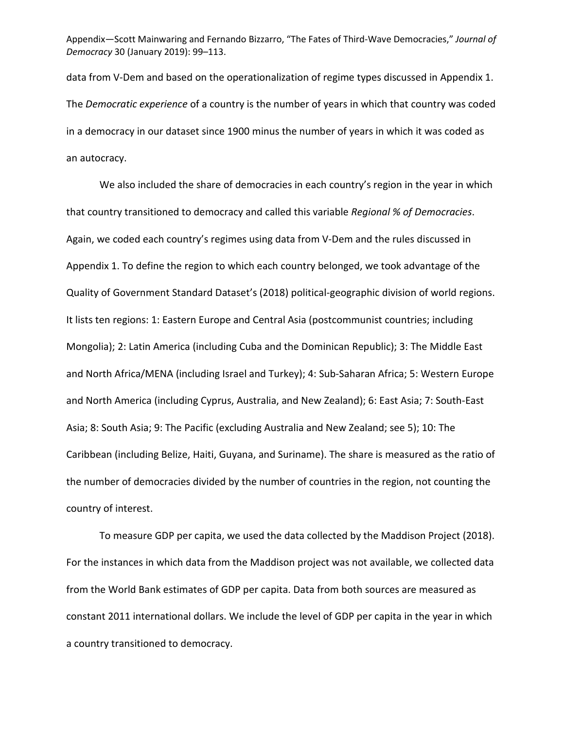data from V-Dem and based on the operationalization of regime types discussed in Appendix 1. The *Democratic experience* of a country is the number of years in which that country was coded in a democracy in our dataset since 1900 minus the number of years in which it was coded as an autocracy.

We also included the share of democracies in each country's region in the year in which that country transitioned to democracy and called this variable *Regional % of Democracies*. Again, we coded each country's regimes using data from V-Dem and the rules discussed in Appendix 1. To define the region to which each country belonged, we took advantage of the Quality of Government Standard Dataset's (2018) political-geographic division of world regions. It lists ten regions: 1: Eastern Europe and Central Asia (postcommunist countries; including Mongolia); 2: Latin America (including Cuba and the Dominican Republic); 3: The Middle East and North Africa/MENA (including Israel and Turkey); 4: Sub-Saharan Africa; 5: Western Europe and North America (including Cyprus, Australia, and New Zealand); 6: East Asia; 7: South-East Asia; 8: South Asia; 9: The Pacific (excluding Australia and New Zealand; see 5); 10: The Caribbean (including Belize, Haiti, Guyana, and Suriname). The share is measured as the ratio of the number of democracies divided by the number of countries in the region, not counting the country of interest.

To measure GDP per capita, we used the data collected by the Maddison Project (2018). For the instances in which data from the Maddison project was not available, we collected data from the World Bank estimates of GDP per capita. Data from both sources are measured as constant 2011 international dollars. We include the level of GDP per capita in the year in which a country transitioned to democracy.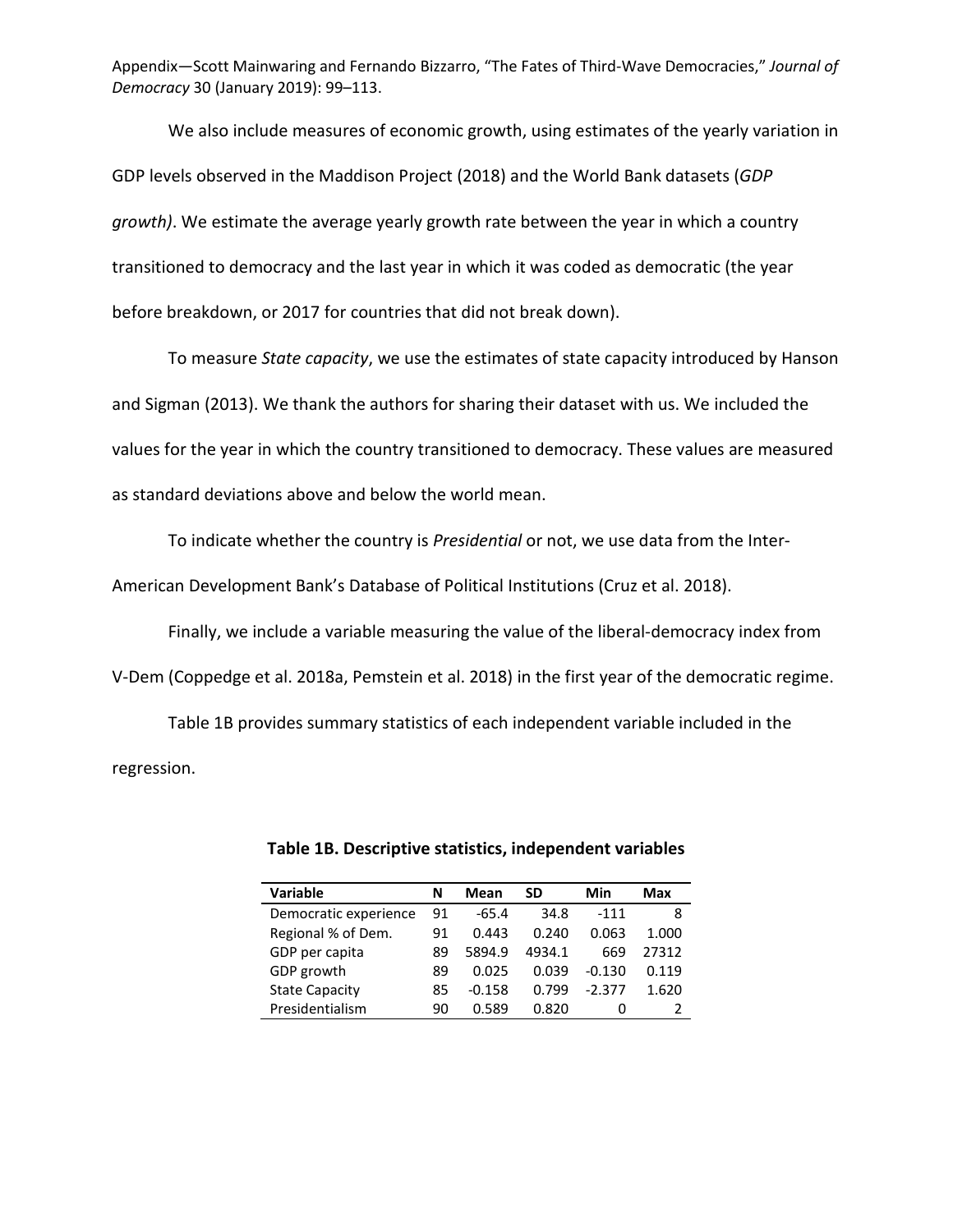We also include measures of economic growth, using estimates of the yearly variation in GDP levels observed in the Maddison Project (2018) and the World Bank datasets (*GDP growth)*. We estimate the average yearly growth rate between the year in which a country transitioned to democracy and the last year in which it was coded as democratic (the year before breakdown, or 2017 for countries that did not break down).

To measure *State capacity*, we use the estimates of state capacity introduced by Hanson and Sigman (2013). We thank the authors for sharing their dataset with us. We included the values for the year in which the country transitioned to democracy. These values are measured as standard deviations above and below the world mean.

To indicate whether the country is *Presidential* or not, we use data from the Inter-American Development Bank's Database of Political Institutions (Cruz et al. 2018).

Finally, we include a variable measuring the value of the liberal-democracy index from V-Dem (Coppedge et al. 2018a, Pemstein et al. 2018) in the first year of the democratic regime.

Table 1B provides summary statistics of each independent variable included in the regression.

**Table 1B. Descriptive statistics, independent variables**

| Variable | N | Mean | SD | Min | Max |
|---|---|---|---|---|---|
| Democratic experience | 91 | -65.4 | 34.8 | -111 | 8 |
| Regional % of Dem. | 91 | 0.443 | 0.240 | 0.063 | 1.000 |
| GDP per capita | 89 | 5894.9 | 4934.1 | 669 | 27312 |
| GDP growth | 89 | 0.025 | 0.039 | -0.130 | 0.119 |
| State Capacity | 85 | -0.158 | 0.799 | -2.377 | 1.620 |
| Presidentialism | 90 | 0.589 | 0.820 | 0 | 2 |